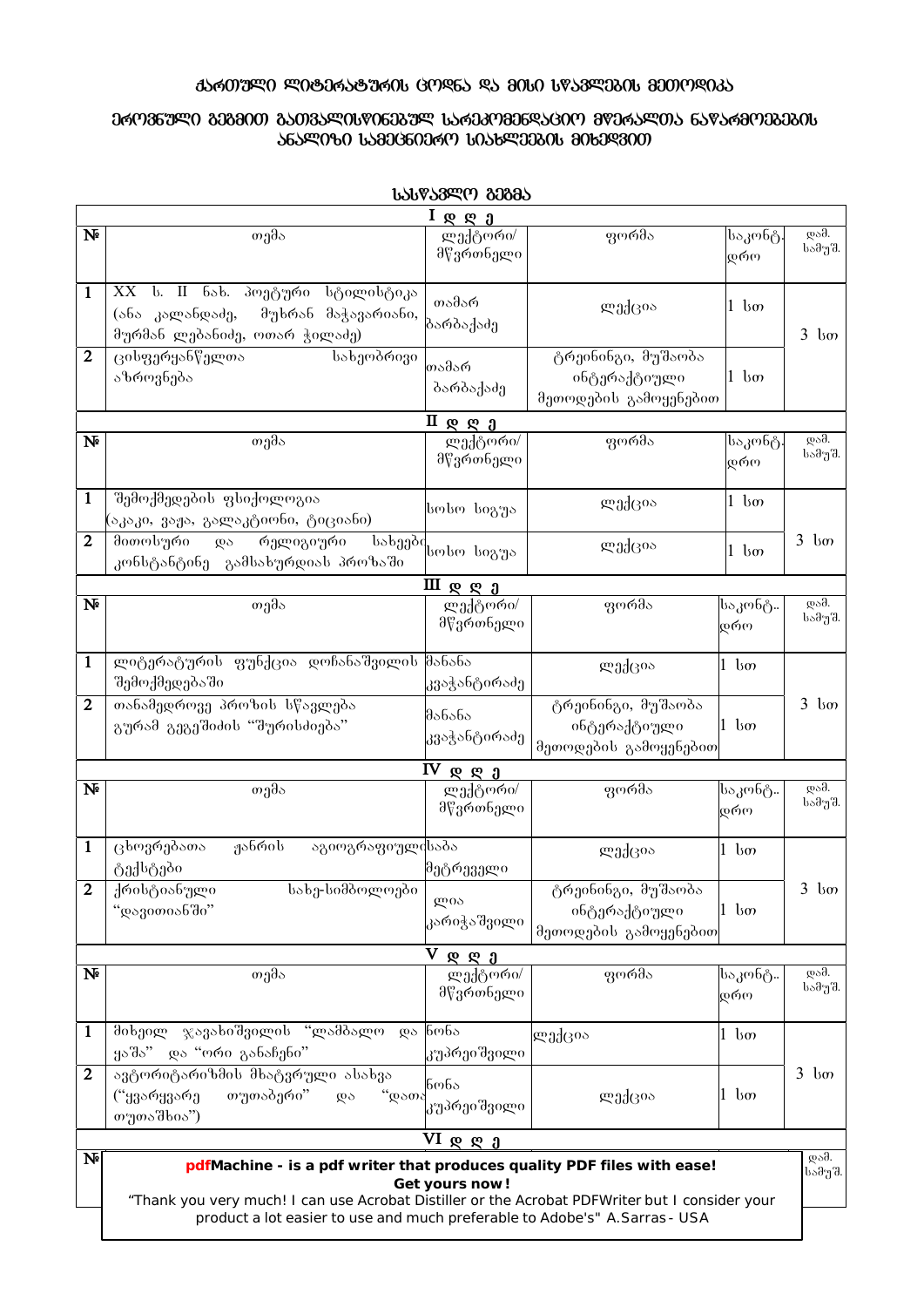# ქართული ლიტერატურის ცოდნა და მისი სწავლების მეთოდიკა

## ეროვნული გეგმით გათვალისწინებულ სარეკომენდაციო მწერალთა ნაწარმოებების ანალიზი სამეცნიერო სიახლეების მიხედვით

### სასწავლო გეგმა

| I დ ღ ე | | | | | |
|---|---|---|---|---|---|
| № | თემა | ლექტორი/ მწვრთნელი | ფორმა | საკონტ. დრო | დამ. სამუშ. |
| 1 | XX ს. II ნახ. პოეტური სტილისტიკა (ანა კალანდაძე, მუხრან მაჭავარიანი, მურმან ლებანიძე, ოთარ ჭილაძე) | თამარ ბარბაქაძე | ლექცია | 1 სთ | 3 სთ |
| 2 | ცისფერყანწელთა სახეობრივი აზროვნება | თამარ ბარბაქაძე | ტრეინინგი, მუშაობა ინტერაქტიული მეთოდების გამოყენებით | 1 სთ | |

| II დ ღ ე | | | | | |
|---|---|---|---|---|---|
| № | თემა | ლექტორი/ მწვრთნელი | ფორმა | საკონტ. დრო | დამ. სამუშ. |
| 1 | შემოქმედების ფსიქოლოგია (აკაკი, ვაჟა, გალაკტიონი, ტიციანი) | სოსო სიგუა | ლექცია | 1 სთ | 3 სთ |
| 2 | მითოსური და რელიგიური სახეები კონსტანტინე გამსახურდიას პროზაში | სოსო სიგუა | ლექცია | 1 სთ | |

| III დ ღ ე | | | | | |
|---|---|---|---|---|---|
| № | თემა | ლექტორი/ მწვრთნელი | ფორმა | საკონტ.. დრო | დამ. სამუშ. |
| 1 | ლიტერატურის ფუნქცია დოჩანაშვილის შემოქმედებაში | მანანა კვაჭანტირაძე | ლექცია | 1 სთ | 3 სთ |
| 2 | თანამედროვე პროზის სწავლება გურამ გეგეშიძის "შურისძიება" | მანანა კვაჭანტირაძე | ტრეინინგი, მუშაობა ინტერაქტიული მეთოდების გამოყენებით | 1 სთ | |

| IV დ ღ ე | | | | | |
|---|---|---|---|---|---|
| № | თემა | ლექტორი/ მწვრთნელი | ფორმა | საკონტ.. დრო | დამ. სამუშ. |
| 1 | ცხოვრებათა ჟანრის აგიოგრაფიული ტექსტები | საბა მეტრეველი | ლექცია | 1 სთ | 3 სთ |
| 2 | ქრისტიანული სახე-სიმბოლოები "დავითიანში" | ლია კარიჭაშვილი | ტრეინინგი, მუშაობა ინტერაქტიული მეთოდების გამოყენებით | 1 სთ | |

| V დ ღ ე | | | | | |
|---|---|---|---|---|---|
| № | თემა | ლექტორი/ მწვრთნელი | ფორმა | საკონტ.. დრო | დამ. სამუშ. |
| 1 | მიხეილ ჯავახიშვილის "ლამბალო და ყაშა" და "ორი განაჩენი" | ნონა კუპრეიშვილი | ლექცია | 1 სთ | 3 სთ |
| 2 | ავტორიტარიზმის მხატვრული ასახვა ("ყვარყვარე თუთაბერი" და "დათა თუთაშხია") | ნონა კუპრეიშვილი | ლექცია | 1 სთ | |

| VI დ ღ ე | | | | | |
|---|---|---|---|---|---|
| № | | | | | დამ. სამუშ. |

**pdfMachine - is a pdf writer that produces quality PDF files with ease!**
**Get yours now!**
"Thank you very much! I can use Acrobat Distiller or the Acrobat PDFWriter but I consider your product a lot easier to use and much preferable to Adobe's" A.Sarras - USA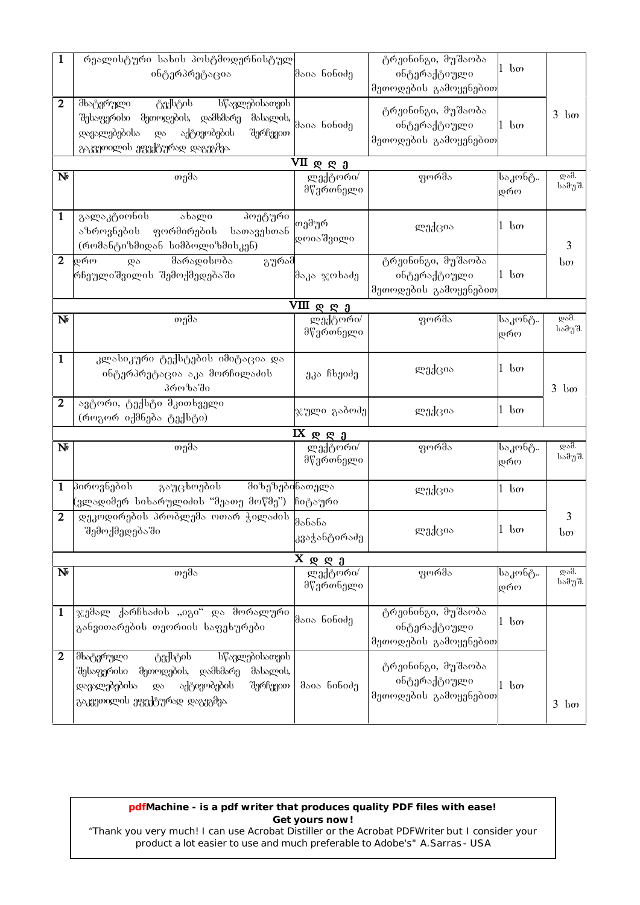| | | | | | |
|---|---|---|---|---|---|
| 1 | რეალისტური სახის პოსტმოდერნისტული ინტერპრეტაცია | მაია ნინიძე | ტრეინინგი, მუშაობა ინტერაქტიული მეთოდების გამოყენებით | 1 სთ | 3 სთ |
| 2 | მხატვრული ტექსტის სწავლებისათვის შესაფერისი მეთოდების, დამხმარე მასალის, დავალებებისა და აქტივობების შერჩევით გაკვეთილის ეფექტურად დაგეგმვა. | მაია ნინიძე | ტრეინინგი, მუშაობა ინტერაქტიული მეთოდების გამოყენებით | 1 სთ | |

**VII დ ღ ე**

| № | თემა | ლექტორი/ მწვრთნელი | ფორმა | საკონტ.. დრო | დამ. სამუშ. |
|---|---|---|---|---|---|
| 1 | გალაკტიონის ახალი პოეტური აზროვნების ფორმირების სათავესთან (რომანტიზმიდან სიმბოლიზმისკენ) | თემურ დოიაშვილი | ლექცია | 1 სთ | 3 სთ |
| 2 | დრო და მარადისობა გურამ რჩეულიშვილის შემოქმედებაში | მაკა ჯოხაძე | ტრეინინგი, მუშაობა ინტერაქტიული მეთოდების გამოყენებით | 1 სთ | |

**VIII დ ღ ე**

| № | თემა | ლექტორი/ მწვრთნელი | ფორმა | საკონტ.. დრო | დამ. სამუშ. |
|---|---|---|---|---|---|
| 1 | კლასიკური ტექსტების იმიტაცია და ინტერპრეტაცია აკა მორჩილაძის პროზაში | ეკა ჩხეიძე | ლექცია | 1 სთ | 3 სთ |
| 2 | ავტორი, ტექსტი მკითხველი (როგორ იქმნება ტექსტი) | ჯული გაბოძე | ლექცია | 1 სთ | |

**IX დ ღ ე**

| № | თემა | ლექტორი/ მწვრთნელი | ფორმა | საკონტ.. დრო | დამ. სამუშ. |
|---|---|---|---|---|---|
| 1 | პიროვნების გაუცხოების მიზეზები (ვლადიმერ სიხარულიძის "მეათე მოწმე") | ნათელა ჩიტაური | ლექცია | 1 სთ | 3 სთ |
| 2 | დეკოდირების პრობლემა ოთარ ჭილაძის შემოქმედებაში | მანანა კვაჭანტირაძე | ლექცია | 1 სთ | |

**X დ ღ ე**

| № | თემა | ლექტორი/ მწვრთნელი | ფორმა | საკონტ.. დრო | დამ. სამუშ. |
|---|---|---|---|---|---|
| 1 | ჯემალ ქარჩხაძის „იგი" და მორალური განვითარების თეორიის საფეხურები | მაია ნინიძე | ტრეინინგი, მუშაობა ინტერაქტიული მეთოდების გამოყენებით | 1 სთ | 3 სთ |
| 2 | მხატვრული ტექსტის სწავლებისათვის შესაფერისი მეთოდების, დამხმარე მასალის, დავალებებისა და აქტივობების შერჩევით გაკვეთილის ეფექტურად დაგეგმვა | მაია ნინიძე | ტრეინინგი, მუშაობა ინტერაქტიული მეთოდების გამოყენებით | 1 სთ | |

**pdfMachine - is a pdf writer that produces quality PDF files with ease!**
**Get yours now!**
"Thank you very much! I can use Acrobat Distiller or the Acrobat PDFWriter but I consider your product a lot easier to use and much preferable to Adobe's" A.Sarras - USA